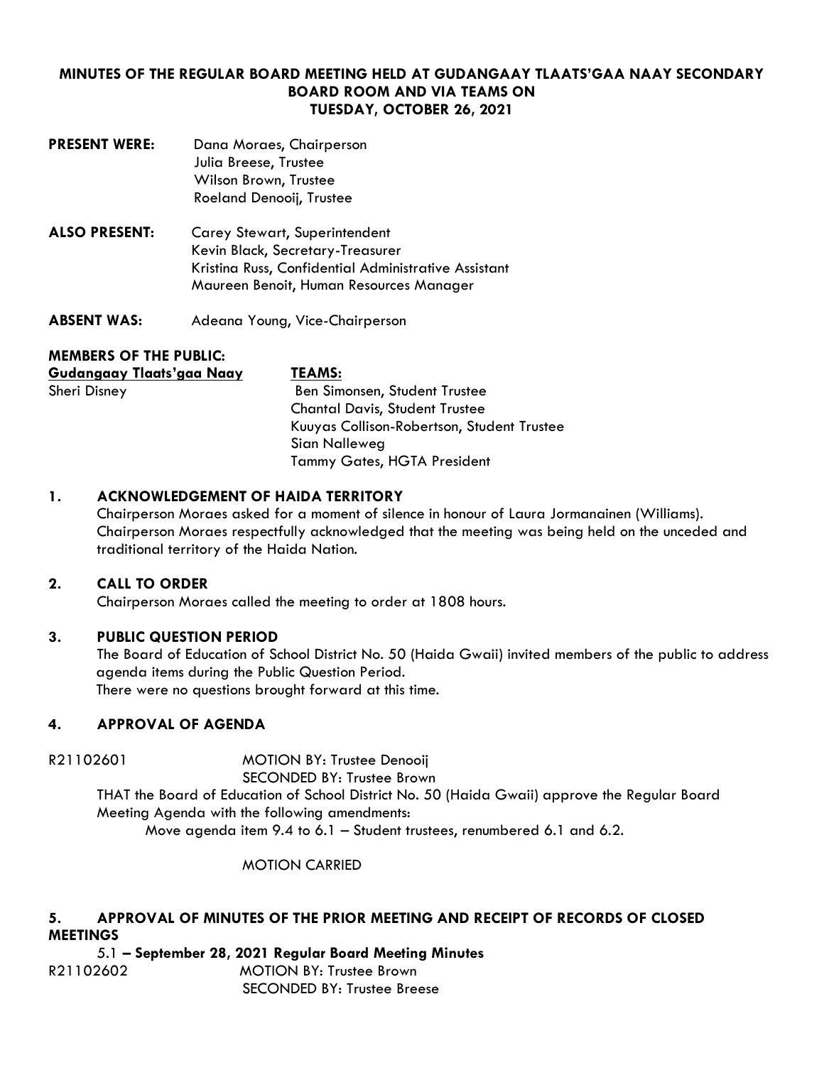# MINUTES OF THE REGULAR BOARD MEETING HELD AT GUDANGAAY TLAATS'GAA NAAY SECONDARY BOARD ROOM AND VIA TEAMS ON TUESDAY, OCTOBER 26, 2021

**PRESENT WERE:** Dana Moraes, Chairperson
Julia Breese, Trustee
Wilson Brown, Trustee
Roeland Denooij, Trustee

**ALSO PRESENT:** Carey Stewart, Superintendent
Kevin Black, Secretary-Treasurer
Kristina Russ, Confidential Administrative Assistant
Maureen Benoit, Human Resources Manager

**ABSENT WAS:** Adeana Young, Vice-Chairperson

**MEMBERS OF THE PUBLIC:**

| **Gudangaay Tlaats'gaa Naay** | **TEAMS:** |
|---|---|
| Sheri Disney | Ben Simonsen, Student Trustee |
| | Chantal Davis, Student Trustee |
| | Kuuyas Collison-Robertson, Student Trustee |
| | Sian Nalleweg |
| | Tammy Gates, HGTA President |

## 1. ACKNOWLEDGEMENT OF HAIDA TERRITORY

Chairperson Moraes asked for a moment of silence in honour of Laura Jormanainen (Williams). Chairperson Moraes respectfully acknowledged that the meeting was being held on the unceded and traditional territory of the Haida Nation.

## 2. CALL TO ORDER

Chairperson Moraes called the meeting to order at 1808 hours.

## 3. PUBLIC QUESTION PERIOD

The Board of Education of School District No. 50 (Haida Gwaii) invited members of the public to address agenda items during the Public Question Period.
There were no questions brought forward at this time.

## 4. APPROVAL OF AGENDA

R21102601 MOTION BY: Trustee Denooij
SECONDED BY: Trustee Brown

THAT the Board of Education of School District No. 50 (Haida Gwaii) approve the Regular Board Meeting Agenda with the following amendments:

Move agenda item 9.4 to 6.1 – Student trustees, renumbered 6.1 and 6.2.

MOTION CARRIED

## 5. APPROVAL OF MINUTES OF THE PRIOR MEETING AND RECEIPT OF RECORDS OF CLOSED MEETINGS

### 5.1 – September 28, 2021 Regular Board Meeting Minutes

R21102602 MOTION BY: Trustee Brown
SECONDED BY: Trustee Breese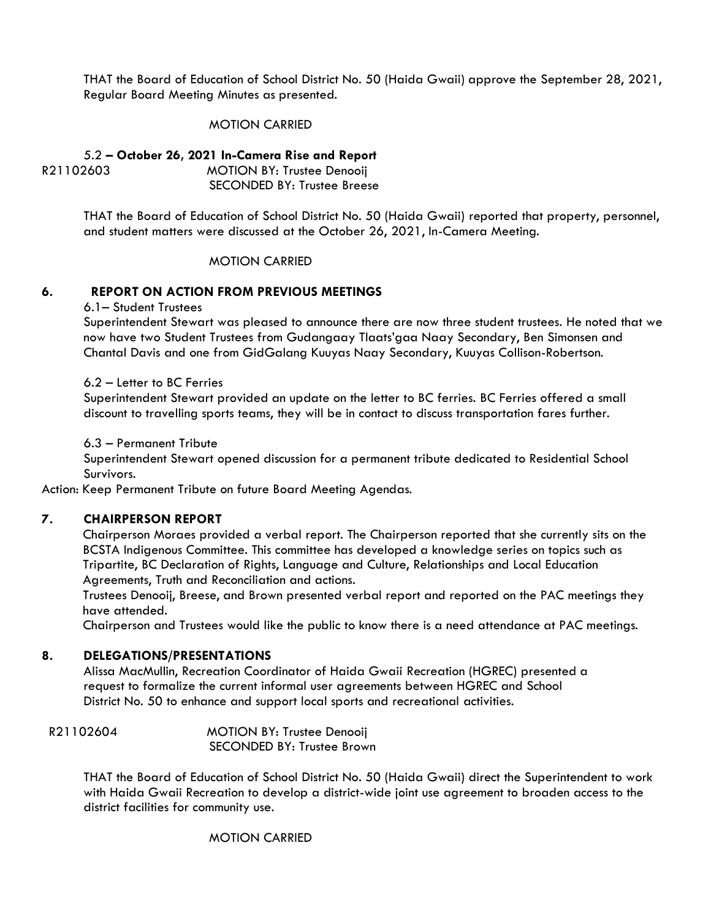THAT the Board of Education of School District No. 50 (Haida Gwaii) approve the September 28, 2021, Regular Board Meeting Minutes as presented.

MOTION CARRIED

5.2 **– October 26, 2021 In-Camera Rise and Report**

R21102603 MOTION BY: Trustee Denooij
SECONDED BY: Trustee Breese

THAT the Board of Education of School District No. 50 (Haida Gwaii) reported that property, personnel, and student matters were discussed at the October 26, 2021, In-Camera Meeting.

MOTION CARRIED

## 6. REPORT ON ACTION FROM PREVIOUS MEETINGS

6.1– Student Trustees

Superintendent Stewart was pleased to announce there are now three student trustees. He noted that we now have two Student Trustees from Gudangaay Tlaats'gaa Naay Secondary, Ben Simonsen and Chantal Davis and one from GidGalang Kuuyas Naay Secondary, Kuuyas Collison-Robertson.

6.2 – Letter to BC Ferries

Superintendent Stewart provided an update on the letter to BC ferries. BC Ferries offered a small discount to travelling sports teams, they will be in contact to discuss transportation fares further.

6.3 – Permanent Tribute

Superintendent Stewart opened discussion for a permanent tribute dedicated to Residential School Survivors.

Action: Keep Permanent Tribute on future Board Meeting Agendas.

## 7. CHAIRPERSON REPORT

Chairperson Moraes provided a verbal report. The Chairperson reported that she currently sits on the BCSTA Indigenous Committee. This committee has developed a knowledge series on topics such as Tripartite, BC Declaration of Rights, Language and Culture, Relationships and Local Education Agreements, Truth and Reconciliation and actions.

Trustees Denooij, Breese, and Brown presented verbal report and reported on the PAC meetings they have attended.

Chairperson and Trustees would like the public to know there is a need attendance at PAC meetings.

## 8. DELEGATIONS/PRESENTATIONS

Alissa MacMullin, Recreation Coordinator of Haida Gwaii Recreation (HGREC) presented a request to formalize the current informal user agreements between HGREC and School District No. 50 to enhance and support local sports and recreational activities.

R21102604 MOTION BY: Trustee Denooij
SECONDED BY: Trustee Brown

THAT the Board of Education of School District No. 50 (Haida Gwaii) direct the Superintendent to work with Haida Gwaii Recreation to develop a district-wide joint use agreement to broaden access to the district facilities for community use.

MOTION CARRIED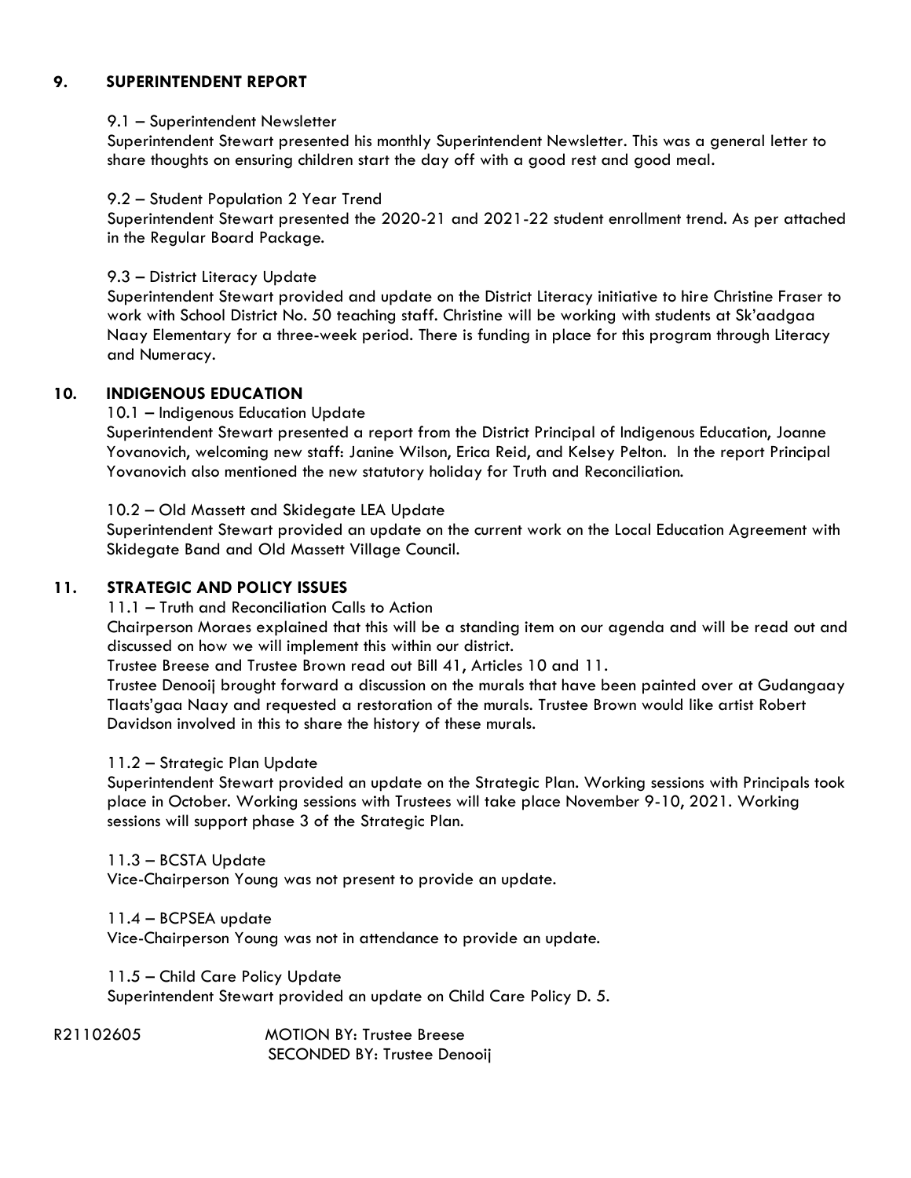## 9. SUPERINTENDENT REPORT

9.1 – Superintendent Newsletter

Superintendent Stewart presented his monthly Superintendent Newsletter. This was a general letter to share thoughts on ensuring children start the day off with a good rest and good meal.

9.2 – Student Population 2 Year Trend

Superintendent Stewart presented the 2020-21 and 2021-22 student enrollment trend. As per attached in the Regular Board Package.

9.3 – District Literacy Update

Superintendent Stewart provided and update on the District Literacy initiative to hire Christine Fraser to work with School District No. 50 teaching staff. Christine will be working with students at Sk'aadgaa Naay Elementary for a three-week period. There is funding in place for this program through Literacy and Numeracy.

## 10. INDIGENOUS EDUCATION

10.1 – Indigenous Education Update

Superintendent Stewart presented a report from the District Principal of Indigenous Education, Joanne Yovanovich, welcoming new staff: Janine Wilson, Erica Reid, and Kelsey Pelton. In the report Principal Yovanovich also mentioned the new statutory holiday for Truth and Reconciliation.

10.2 – Old Massett and Skidegate LEA Update

Superintendent Stewart provided an update on the current work on the Local Education Agreement with Skidegate Band and Old Massett Village Council.

## 11. STRATEGIC AND POLICY ISSUES

11.1 – Truth and Reconciliation Calls to Action

Chairperson Moraes explained that this will be a standing item on our agenda and will be read out and discussed on how we will implement this within our district.

Trustee Breese and Trustee Brown read out Bill 41, Articles 10 and 11.

Trustee Denooij brought forward a discussion on the murals that have been painted over at Gudangaay Tlaats'gaa Naay and requested a restoration of the murals. Trustee Brown would like artist Robert Davidson involved in this to share the history of these murals.

11.2 – Strategic Plan Update

Superintendent Stewart provided an update on the Strategic Plan. Working sessions with Principals took place in October. Working sessions with Trustees will take place November 9-10, 2021. Working sessions will support phase 3 of the Strategic Plan.

11.3 – BCSTA Update

Vice-Chairperson Young was not present to provide an update.

11.4 – BCPSEA update

Vice-Chairperson Young was not in attendance to provide an update.

11.5 – Child Care Policy Update

Superintendent Stewart provided an update on Child Care Policy D. 5.

R21102605 MOTION BY: Trustee Breese
SECONDED BY: Trustee Denooij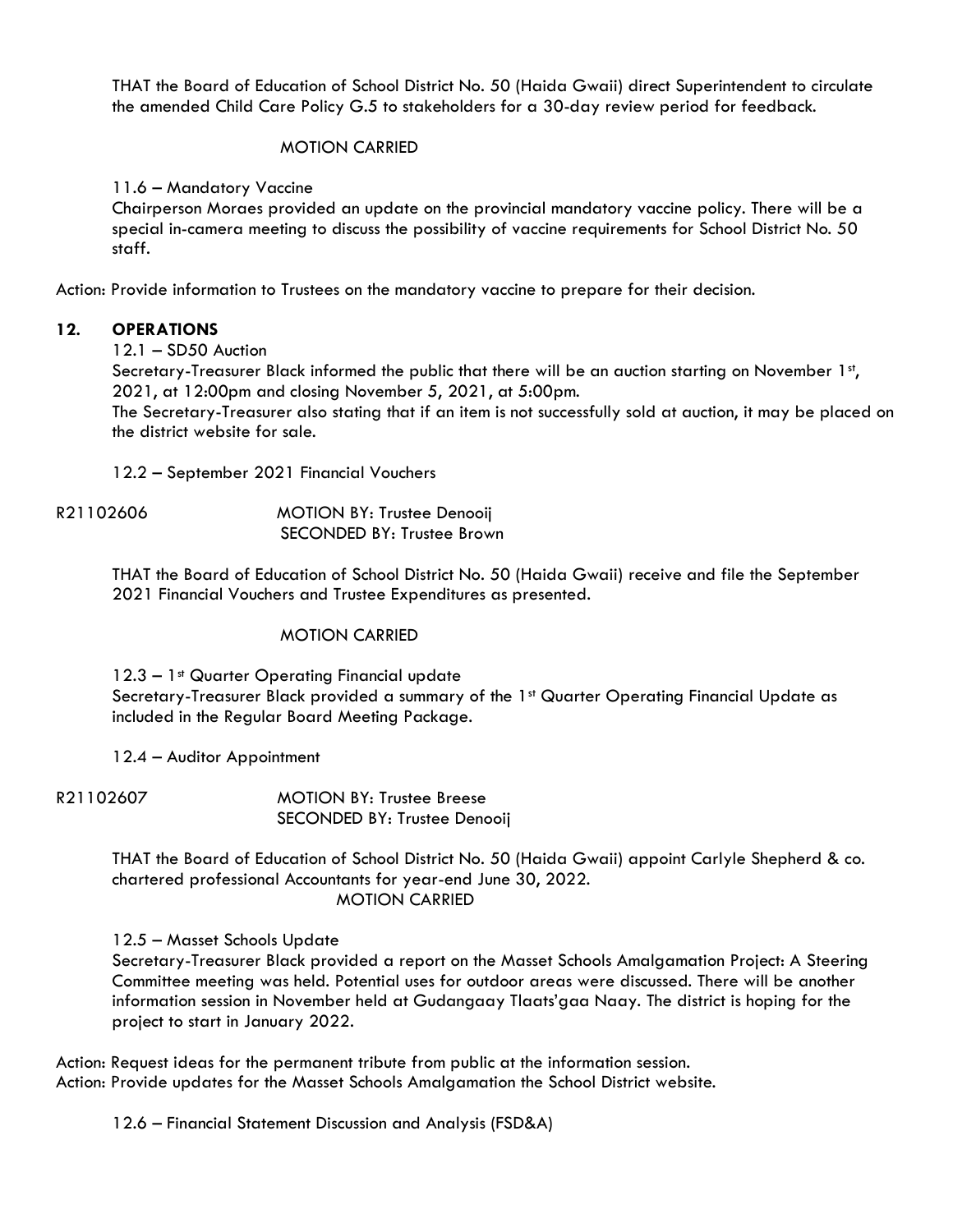THAT the Board of Education of School District No. 50 (Haida Gwaii) direct Superintendent to circulate the amended Child Care Policy G.5 to stakeholders for a 30-day review period for feedback.

MOTION CARRIED

11.6 – Mandatory Vaccine

Chairperson Moraes provided an update on the provincial mandatory vaccine policy. There will be a special in-camera meeting to discuss the possibility of vaccine requirements for School District No. 50 staff.

Action: Provide information to Trustees on the mandatory vaccine to prepare for their decision.

## 12. OPERATIONS

12.1 – SD50 Auction

Secretary-Treasurer Black informed the public that there will be an auction starting on November 1st, 2021, at 12:00pm and closing November 5, 2021, at 5:00pm.
The Secretary-Treasurer also stating that if an item is not successfully sold at auction, it may be placed on the district website for sale.

12.2 – September 2021 Financial Vouchers

R21102606 MOTION BY: Trustee Denooij
SECONDED BY: Trustee Brown

THAT the Board of Education of School District No. 50 (Haida Gwaii) receive and file the September 2021 Financial Vouchers and Trustee Expenditures as presented.

MOTION CARRIED

12.3 – 1st Quarter Operating Financial update

Secretary-Treasurer Black provided a summary of the 1st Quarter Operating Financial Update as included in the Regular Board Meeting Package.

12.4 – Auditor Appointment

R21102607 MOTION BY: Trustee Breese
SECONDED BY: Trustee Denooij

THAT the Board of Education of School District No. 50 (Haida Gwaii) appoint Carlyle Shepherd & co. chartered professional Accountants for year-end June 30, 2022.

MOTION CARRIED

12.5 – Masset Schools Update

Secretary-Treasurer Black provided a report on the Masset Schools Amalgamation Project: A Steering Committee meeting was held. Potential uses for outdoor areas were discussed. There will be another information session in November held at Gudangaay Tlaats'gaa Naay. The district is hoping for the project to start in January 2022.

Action: Request ideas for the permanent tribute from public at the information session.
Action: Provide updates for the Masset Schools Amalgamation the School District website.

12.6 – Financial Statement Discussion and Analysis (FSD&A)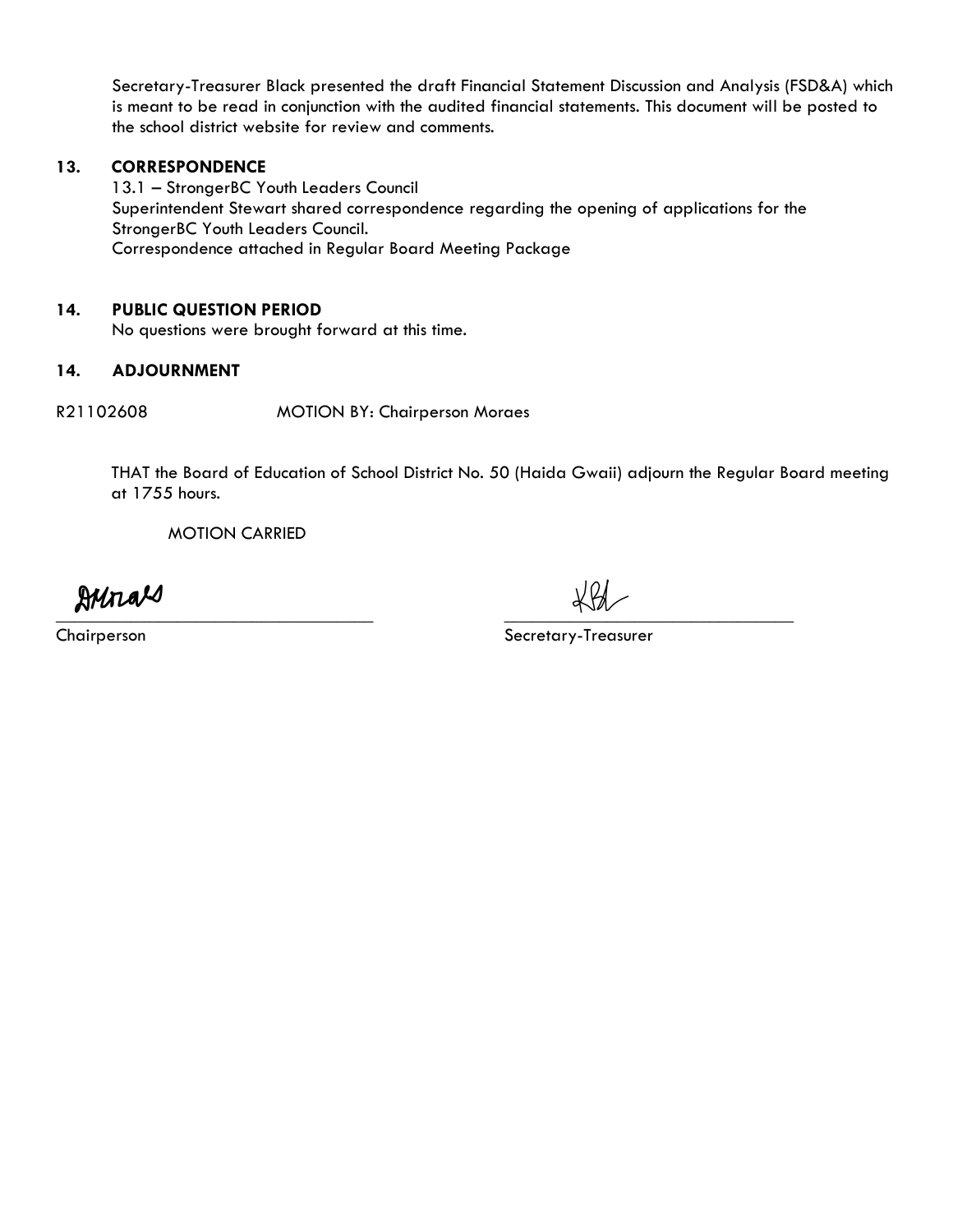Secretary-Treasurer Black presented the draft Financial Statement Discussion and Analysis (FSD&A) which is meant to be read in conjunction with the audited financial statements. This document will be posted to the school district website for review and comments.

## 13. CORRESPONDENCE

13.1 – StrongerBC Youth Leaders Council
Superintendent Stewart shared correspondence regarding the opening of applications for the StrongerBC Youth Leaders Council.
Correspondence attached in Regular Board Meeting Package

## 14. PUBLIC QUESTION PERIOD

No questions were brought forward at this time.

## 14. ADJOURNMENT

R21102608 MOTION BY: Chairperson Moraes

THAT the Board of Education of School District No. 50 (Haida Gwaii) adjourn the Regular Board meeting at 1755 hours.

MOTION CARRIED

\_\_\_\_\_\_\_\_\_\_\_\_\_\_\_\_\_\_\_\_\_\_\_\_\_\_\_\_\_\_
Chairperson

\_\_\_\_\_\_\_\_\_\_\_\_\_\_\_\_\_\_\_\_\_\_\_\_\_\_\_\_\_\_
Secretary-Treasurer